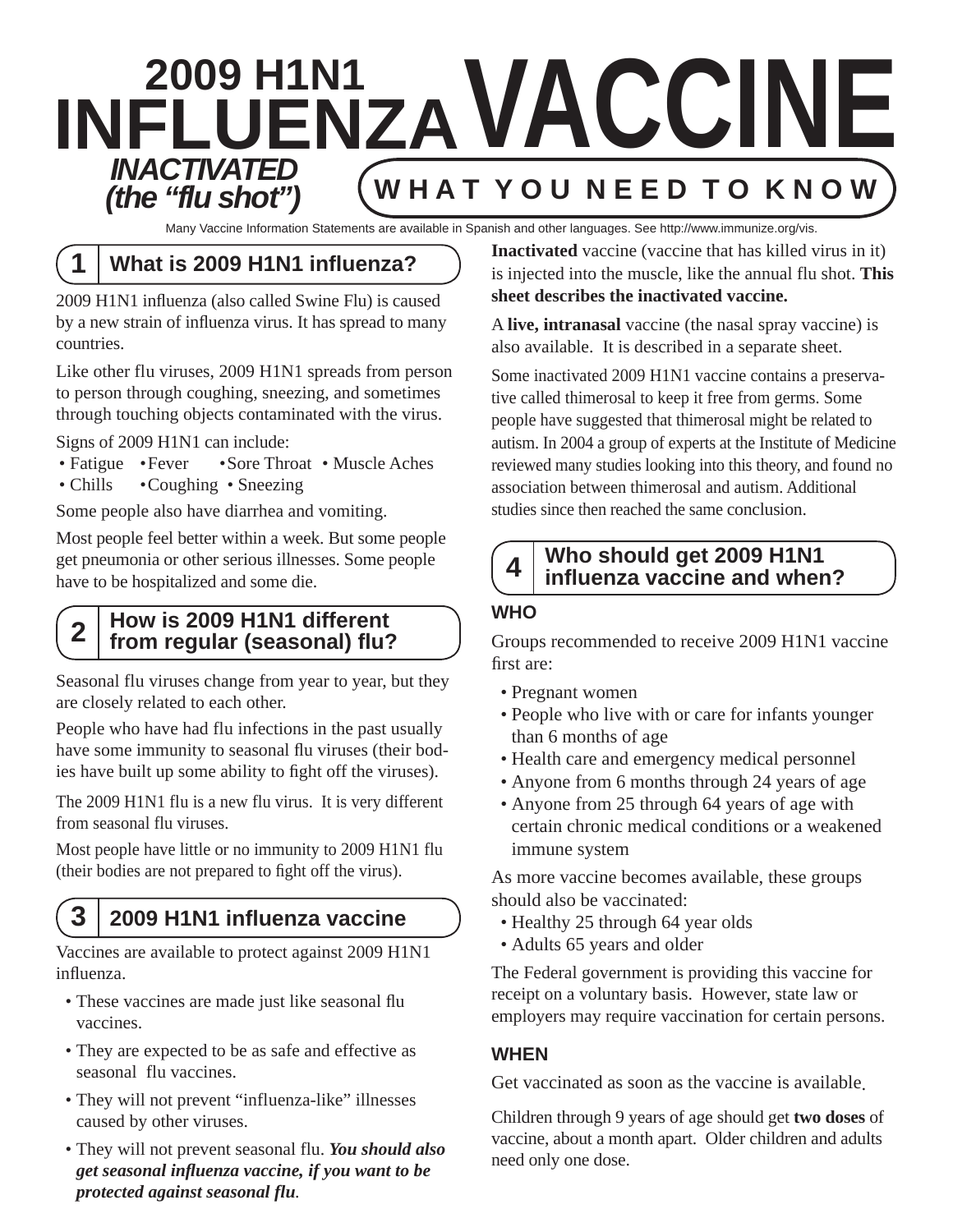# 2009 H1N1 INFLUENZA VACCINE

## INACTIVATED (the "flu shot")

**WHAT YOU NEED TO KNOW**

Many Vaccine Information Statements are available in Spanish and other languages. See http://www.immunize.org/vis.

## 1 What is 2009 H1N1 influenza?

2009 H1N1 influenza (also called Swine Flu) is caused by a new strain of influenza virus. It has spread to many countries.

Like other flu viruses, 2009 H1N1 spreads from person to person through coughing, sneezing, and sometimes through touching objects contaminated with the virus.

Signs of 2009 H1N1 can include:

- Fatigue
- Fever
- Sore Throat
- Muscle Aches
- Chills
- Coughing
- Sneezing

Some people also have diarrhea and vomiting.

Most people feel better within a week. But some people get pneumonia or other serious illnesses. Some people have to be hospitalized and some die.

## 2 How is 2009 H1N1 different from regular (seasonal) flu?

Seasonal flu viruses change from year to year, but they are closely related to each other.

People who have had flu infections in the past usually have some immunity to seasonal flu viruses (their bodies have built up some ability to fight off the viruses).

The 2009 H1N1 flu is a new flu virus. It is very different from seasonal flu viruses.

Most people have little or no immunity to 2009 H1N1 flu (their bodies are not prepared to fight off the virus).

## 3 2009 H1N1 influenza vaccine

Vaccines are available to protect against 2009 H1N1 influenza.

- These vaccines are made just like seasonal flu vaccines.
- They are expected to be as safe and effective as seasonal flu vaccines.
- They will not prevent "influenza-like" illnesses caused by other viruses.
- They will not prevent seasonal flu. ***You should also get seasonal influenza vaccine, if you want to be protected against seasonal flu.***

**Inactivated** vaccine (vaccine that has killed virus in it) is injected into the muscle, like the annual flu shot. **This sheet describes the inactivated vaccine.**

A **live, intranasal** vaccine (the nasal spray vaccine) is also available. It is described in a separate sheet.

Some inactivated 2009 H1N1 vaccine contains a preservative called thimerosal to keep it free from germs. Some people have suggested that thimerosal might be related to autism. In 2004 a group of experts at the Institute of Medicine reviewed many studies looking into this theory, and found no association between thimerosal and autism. Additional studies since then reached the same conclusion.

## 4 Who should get 2009 H1N1 influenza vaccine and when?

### WHO

Groups recommended to receive 2009 H1N1 vaccine first are:

- Pregnant women
- People who live with or care for infants younger than 6 months of age
- Health care and emergency medical personnel
- Anyone from 6 months through 24 years of age
- Anyone from 25 through 64 years of age with certain chronic medical conditions or a weakened immune system

As more vaccine becomes available, these groups should also be vaccinated:

- Healthy 25 through 64 year olds
- Adults 65 years and older

The Federal government is providing this vaccine for receipt on a voluntary basis. However, state law or employers may require vaccination for certain persons.

### WHEN

Get vaccinated as soon as the vaccine is available.

Children through 9 years of age should get **two doses** of vaccine, about a month apart. Older children and adults need only one dose.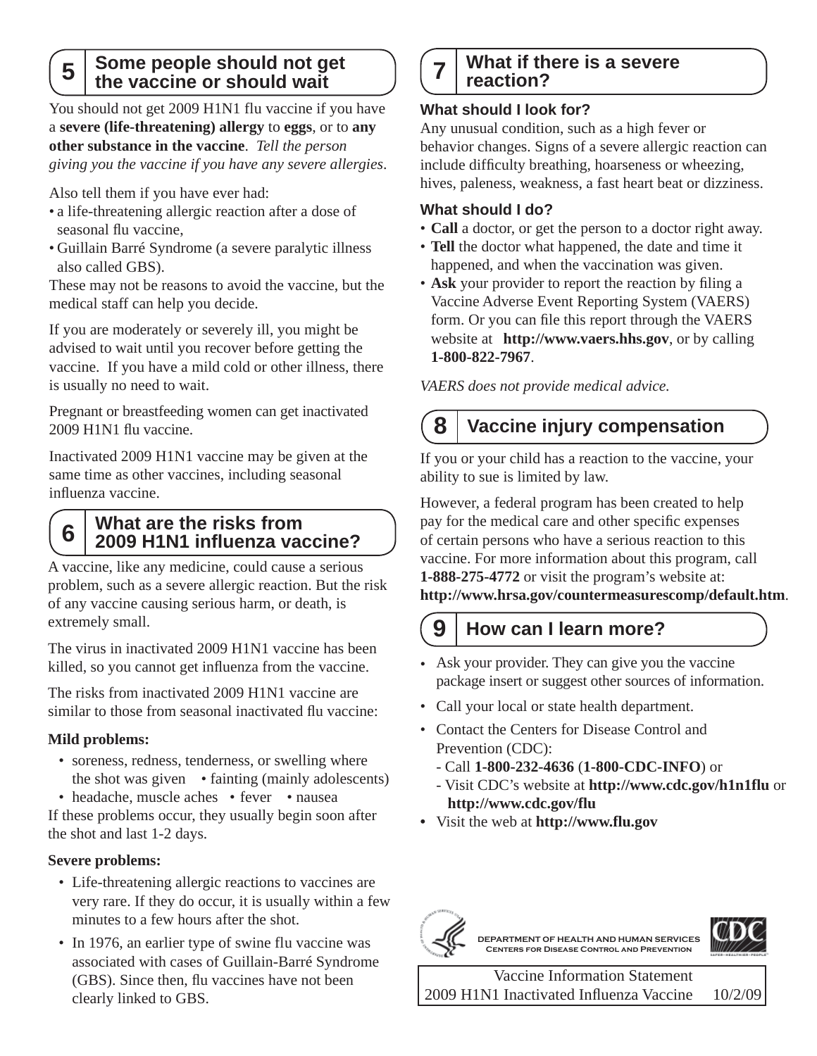## 5 Some people should not get the vaccine or should wait

You should not get 2009 H1N1 flu vaccine if you have a **severe (life-threatening) allergy** to **eggs**, or to **any other substance in the vaccine**. *Tell the person giving you the vaccine if you have any severe allergies*.

Also tell them if you have ever had:

- a life-threatening allergic reaction after a dose of seasonal flu vaccine,
- Guillain Barré Syndrome (a severe paralytic illness also called GBS).

These may not be reasons to avoid the vaccine, but the medical staff can help you decide.

If you are moderately or severely ill, you might be advised to wait until you recover before getting the vaccine. If you have a mild cold or other illness, there is usually no need to wait.

Pregnant or breastfeeding women can get inactivated 2009 H1N1 flu vaccine.

Inactivated 2009 H1N1 vaccine may be given at the same time as other vaccines, including seasonal influenza vaccine.

## 6 What are the risks from 2009 H1N1 influenza vaccine?

A vaccine, like any medicine, could cause a serious problem, such as a severe allergic reaction. But the risk of any vaccine causing serious harm, or death, is extremely small.

The virus in inactivated 2009 H1N1 vaccine has been killed, so you cannot get influenza from the vaccine.

The risks from inactivated 2009 H1N1 vaccine are similar to those from seasonal inactivated flu vaccine:

**Mild problems:**

- soreness, redness, tenderness, or swelling where the shot was given
- fainting (mainly adolescents)
- headache, muscle aches
- fever
- nausea

If these problems occur, they usually begin soon after the shot and last 1-2 days.

**Severe problems:**

- Life-threatening allergic reactions to vaccines are very rare. If they do occur, it is usually within a few minutes to a few hours after the shot.
- In 1976, an earlier type of swine flu vaccine was associated with cases of Guillain-Barré Syndrome (GBS). Since then, flu vaccines have not been clearly linked to GBS.

## 7 What if there is a severe reaction?

### What should I look for?

Any unusual condition, such as a high fever or behavior changes. Signs of a severe allergic reaction can include difficulty breathing, hoarseness or wheezing, hives, paleness, weakness, a fast heart beat or dizziness.

### What should I do?

- **Call** a doctor, or get the person to a doctor right away.
- **Tell** the doctor what happened, the date and time it happened, and when the vaccination was given.
- **Ask** your provider to report the reaction by filing a Vaccine Adverse Event Reporting System (VAERS) form. Or you can file this report through the VAERS website at **http://www.vaers.hhs.gov**, or by calling **1-800-822-7967**.

*VAERS does not provide medical advice.*

## 8 Vaccine injury compensation

If you or your child has a reaction to the vaccine, your ability to sue is limited by law.

However, a federal program has been created to help pay for the medical care and other specific expenses of certain persons who have a serious reaction to this vaccine. For more information about this program, call **1-888-275-4772** or visit the program's website at: **http://www.hrsa.gov/countermeasurescomp/default.htm**.

## 9 How can I learn more?

- Ask your provider. They can give you the vaccine package insert or suggest other sources of information.
- Call your local or state health department.
- Contact the Centers for Disease Control and Prevention (CDC):
  - Call **1-800-232-4636** (**1-800-CDC-INFO**) or
  - Visit CDC's website at **http://www.cdc.gov/h1n1flu** or **http://www.cdc.gov/flu**
- Visit the web at **http://www.flu.gov**

DEPARTMENT OF HEALTH AND HUMAN SERVICES
Centers for Disease Control and Prevention

Vaccine Information Statement
2009 H1N1 Inactivated Influenza Vaccine 10/2/09